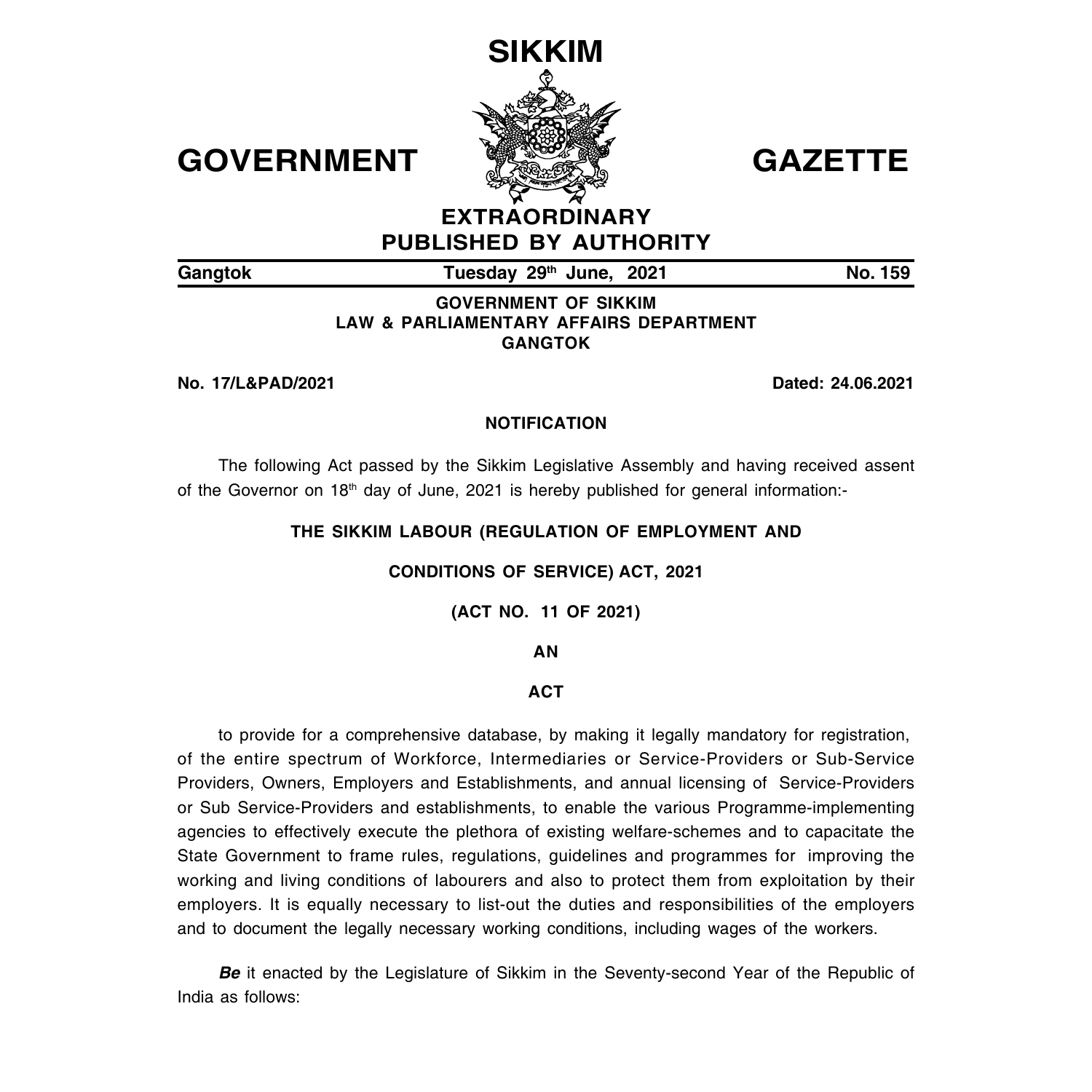# SIKKIM

# GOVERNMENT GAZETTE

## EXTRAORDINARY
## PUBLISHED BY AUTHORITY

**Gangtok** **Tuesday 29th June, 2021** **No. 159**

**GOVERNMENT OF SIKKIM**
**LAW & PARLIAMENTARY AFFAIRS DEPARTMENT**
**GANGTOK**

**No. 17/L&PAD/2021** **Dated: 24.06.2021**

**NOTIFICATION**

The following Act passed by the Sikkim Legislative Assembly and having received assent of the Governor on 18th day of June, 2021 is hereby published for general information:-

**THE SIKKIM LABOUR (REGULATION OF EMPLOYMENT AND**

**CONDITIONS OF SERVICE) ACT, 2021**

**(ACT NO. 11 OF 2021)**

**AN**

**ACT**

to provide for a comprehensive database, by making it legally mandatory for registration, of the entire spectrum of Workforce, Intermediaries or Service-Providers or Sub-Service Providers, Owners, Employers and Establishments, and annual licensing of Service-Providers or Sub Service-Providers and establishments, to enable the various Programme-implementing agencies to effectively execute the plethora of existing welfare-schemes and to capacitate the State Government to frame rules, regulations, guidelines and programmes for improving the working and living conditions of labourers and also to protect them from exploitation by their employers. It is equally necessary to list-out the duties and responsibilities of the employers and to document the legally necessary working conditions, including wages of the workers.

***Be*** it enacted by the Legislature of Sikkim in the Seventy-second Year of the Republic of India as follows: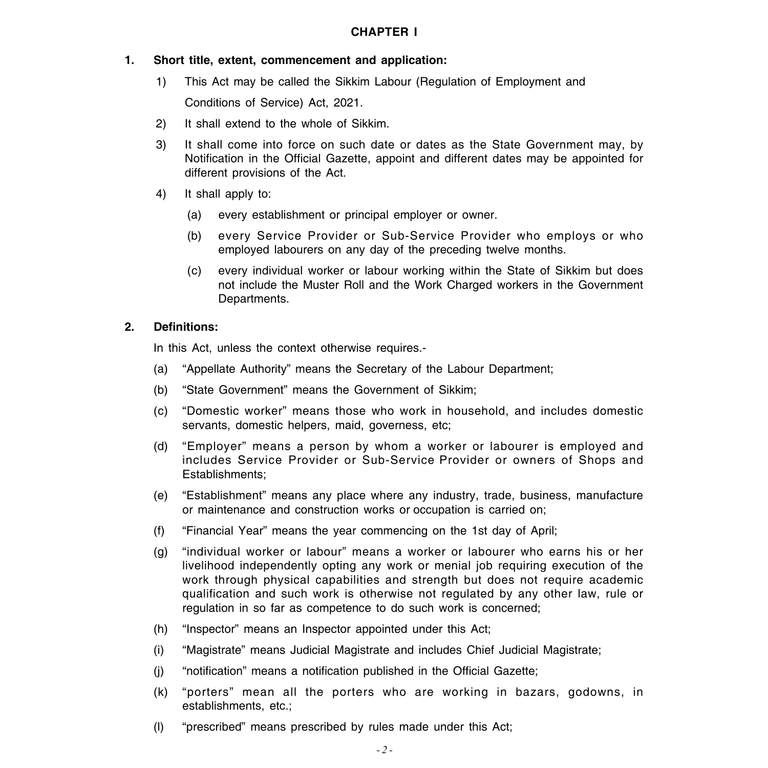## CHAPTER I

**1. Short title, extent, commencement and application:**

1) This Act may be called the Sikkim Labour (Regulation of Employment and Conditions of Service) Act, 2021.

2) It shall extend to the whole of Sikkim.

3) It shall come into force on such date or dates as the State Government may, by Notification in the Official Gazette, appoint and different dates may be appointed for different provisions of the Act.

4) It shall apply to:

(a) every establishment or principal employer or owner.

(b) every Service Provider or Sub-Service Provider who employs or who employed labourers on any day of the preceding twelve months.

(c) every individual worker or labour working within the State of Sikkim but does not include the Muster Roll and the Work Charged workers in the Government Departments.

**2. Definitions:**

In this Act, unless the context otherwise requires.-

(a) "Appellate Authority" means the Secretary of the Labour Department;

(b) "State Government" means the Government of Sikkim;

(c) "Domestic worker" means those who work in household, and includes domestic servants, domestic helpers, maid, governess, etc;

(d) "Employer" means a person by whom a worker or labourer is employed and includes Service Provider or Sub-Service Provider or owners of Shops and Establishments;

(e) "Establishment" means any place where any industry, trade, business, manufacture or maintenance and construction works or occupation is carried on;

(f) "Financial Year" means the year commencing on the 1st day of April;

(g) "individual worker or labour" means a worker or labourer who earns his or her livelihood independently opting any work or menial job requiring execution of the work through physical capabilities and strength but does not require academic qualification and such work is otherwise not regulated by any other law, rule or regulation in so far as competence to do such work is concerned;

(h) "Inspector" means an Inspector appointed under this Act;

(i) "Magistrate" means Judicial Magistrate and includes Chief Judicial Magistrate;

(j) "notification" means a notification published in the Official Gazette;

(k) "porters" mean all the porters who are working in bazars, godowns, in establishments, etc.;

(l) "prescribed" means prescribed by rules made under this Act;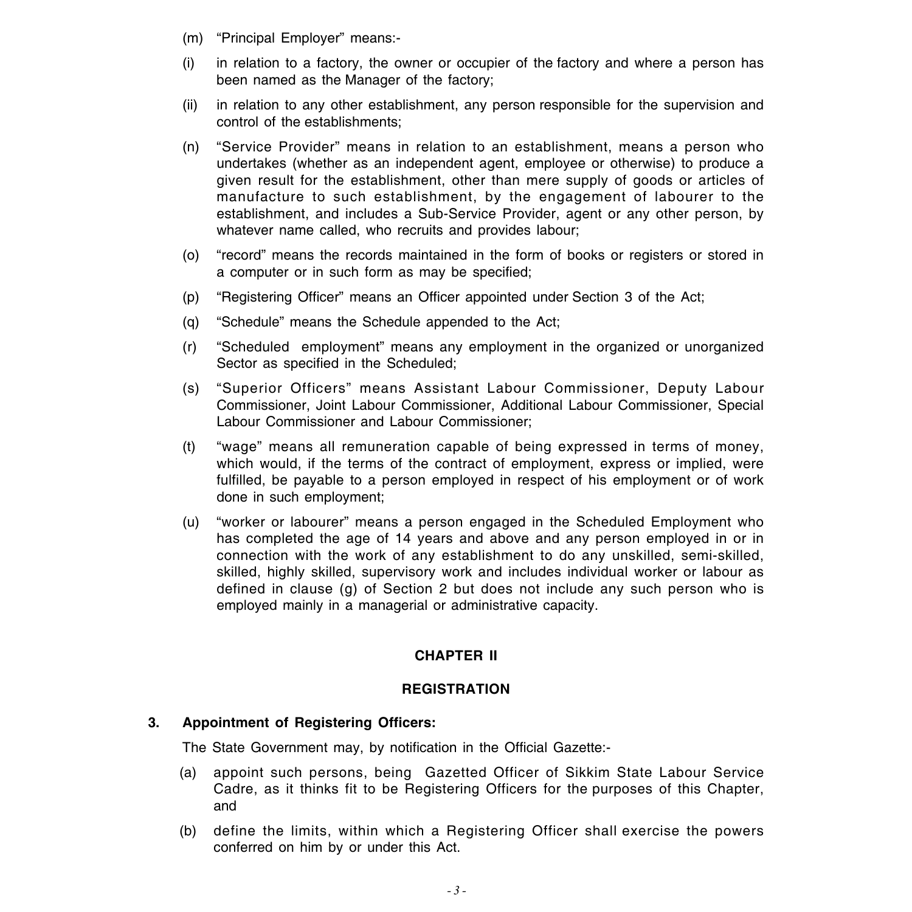(m) "Principal Employer" means:-

(i) in relation to a factory, the owner or occupier of the factory and where a person has been named as the Manager of the factory;

(ii) in relation to any other establishment, any person responsible for the supervision and control of the establishments;

(n) "Service Provider" means in relation to an establishment, means a person who undertakes (whether as an independent agent, employee or otherwise) to produce a given result for the establishment, other than mere supply of goods or articles of manufacture to such establishment, by the engagement of labourer to the establishment, and includes a Sub-Service Provider, agent or any other person, by whatever name called, who recruits and provides labour;

(o) "record" means the records maintained in the form of books or registers or stored in a computer or in such form as may be specified;

(p) "Registering Officer" means an Officer appointed under Section 3 of the Act;

(q) "Schedule" means the Schedule appended to the Act;

(r) "Scheduled employment" means any employment in the organized or unorganized Sector as specified in the Scheduled;

(s) "Superior Officers" means Assistant Labour Commissioner, Deputy Labour Commissioner, Joint Labour Commissioner, Additional Labour Commissioner, Special Labour Commissioner and Labour Commissioner;

(t) "wage" means all remuneration capable of being expressed in terms of money, which would, if the terms of the contract of employment, express or implied, were fulfilled, be payable to a person employed in respect of his employment or of work done in such employment;

(u) "worker or labourer" means a person engaged in the Scheduled Employment who has completed the age of 14 years and above and any person employed in or in connection with the work of any establishment to do any unskilled, semi-skilled, skilled, highly skilled, supervisory work and includes individual worker or labour as defined in clause (g) of Section 2 but does not include any such person who is employed mainly in a managerial or administrative capacity.

## CHAPTER II

## REGISTRATION

**3. Appointment of Registering Officers:**

The State Government may, by notification in the Official Gazette:-

(a) appoint such persons, being Gazetted Officer of Sikkim State Labour Service Cadre, as it thinks fit to be Registering Officers for the purposes of this Chapter, and

(b) define the limits, within which a Registering Officer shall exercise the powers conferred on him by or under this Act.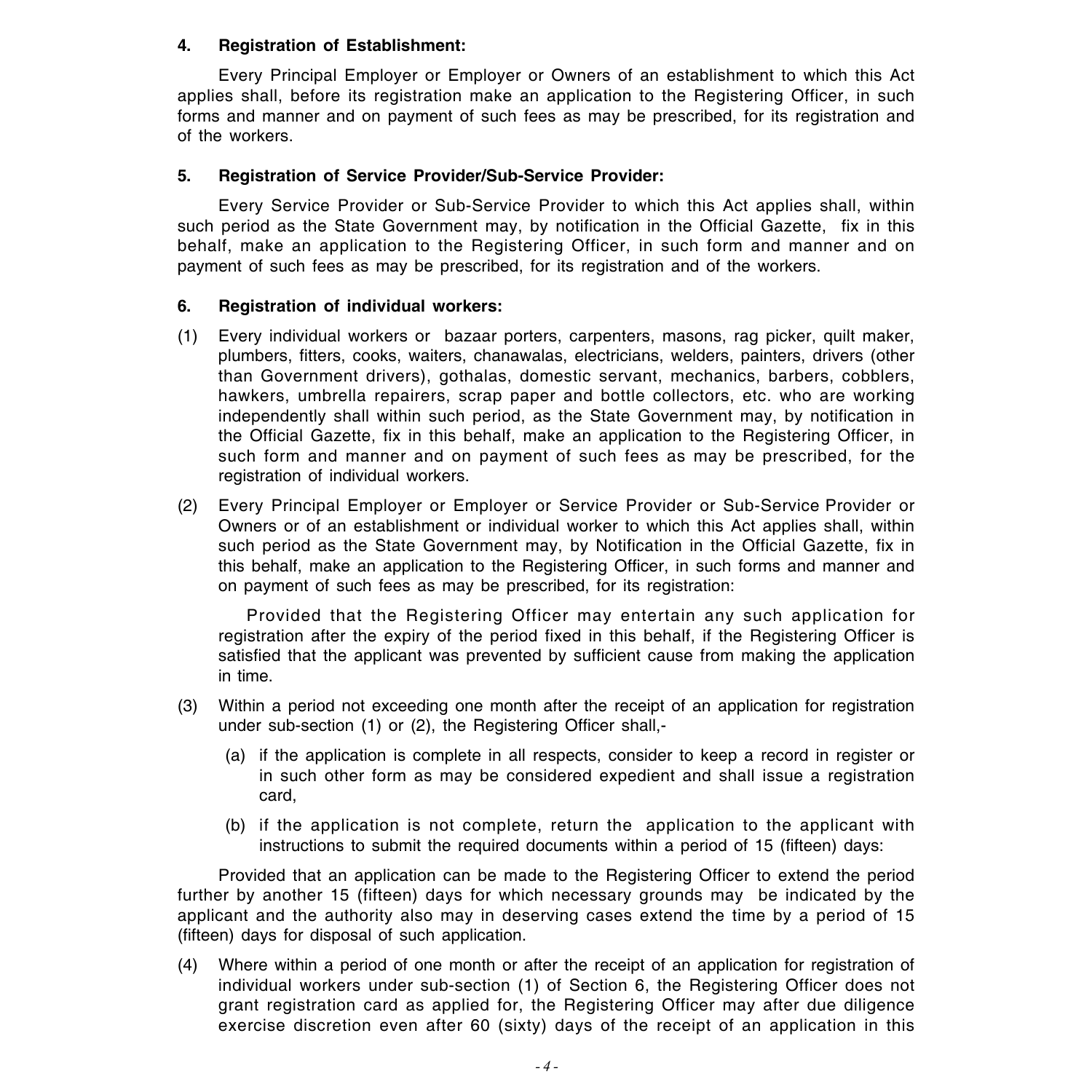**4. Registration of Establishment:**

Every Principal Employer or Employer or Owners of an establishment to which this Act applies shall, before its registration make an application to the Registering Officer, in such forms and manner and on payment of such fees as may be prescribed, for its registration and of the workers.

**5. Registration of Service Provider/Sub-Service Provider:**

Every Service Provider or Sub-Service Provider to which this Act applies shall, within such period as the State Government may, by notification in the Official Gazette, fix in this behalf, make an application to the Registering Officer, in such form and manner and on payment of such fees as may be prescribed, for its registration and of the workers.

**6. Registration of individual workers:**

(1) Every individual workers or bazaar porters, carpenters, masons, rag picker, quilt maker, plumbers, fitters, cooks, waiters, chanawalas, electricians, welders, painters, drivers (other than Government drivers), gothalas, domestic servant, mechanics, barbers, cobblers, hawkers, umbrella repairers, scrap paper and bottle collectors, etc. who are working independently shall within such period, as the State Government may, by notification in the Official Gazette, fix in this behalf, make an application to the Registering Officer, in such form and manner and on payment of such fees as may be prescribed, for the registration of individual workers.

(2) Every Principal Employer or Employer or Service Provider or Sub-Service Provider or Owners or of an establishment or individual worker to which this Act applies shall, within such period as the State Government may, by Notification in the Official Gazette, fix in this behalf, make an application to the Registering Officer, in such forms and manner and on payment of such fees as may be prescribed, for its registration:

Provided that the Registering Officer may entertain any such application for registration after the expiry of the period fixed in this behalf, if the Registering Officer is satisfied that the applicant was prevented by sufficient cause from making the application in time.

(3) Within a period not exceeding one month after the receipt of an application for registration under sub-section (1) or (2), the Registering Officer shall,-

(a) if the application is complete in all respects, consider to keep a record in register or in such other form as may be considered expedient and shall issue a registration card,

(b) if the application is not complete, return the application to the applicant with instructions to submit the required documents within a period of 15 (fifteen) days:

Provided that an application can be made to the Registering Officer to extend the period further by another 15 (fifteen) days for which necessary grounds may be indicated by the applicant and the authority also may in deserving cases extend the time by a period of 15 (fifteen) days for disposal of such application.

(4) Where within a period of one month or after the receipt of an application for registration of individual workers under sub-section (1) of Section 6, the Registering Officer does not grant registration card as applied for, the Registering Officer may after due diligence exercise discretion even after 60 (sixty) days of the receipt of an application in this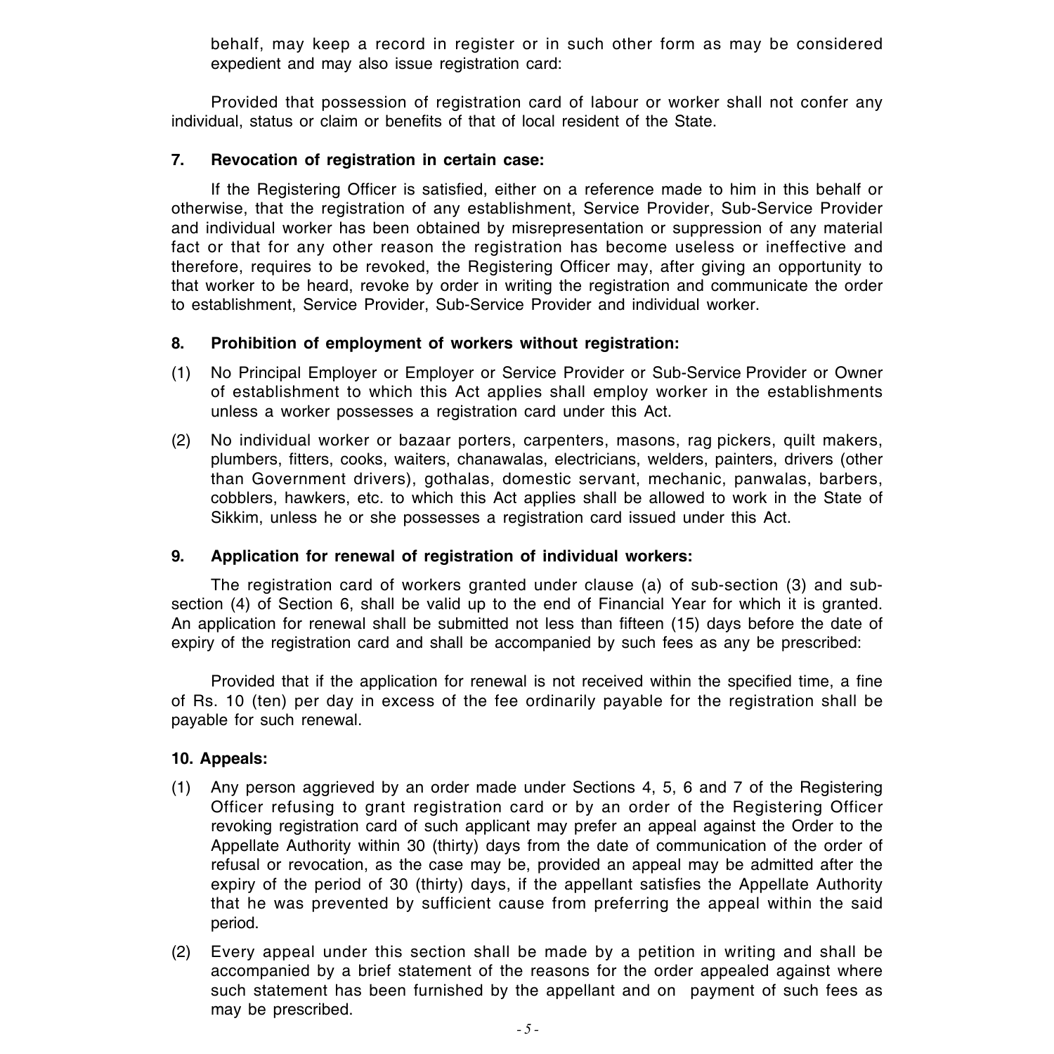behalf, may keep a record in register or in such other form as may be considered expedient and may also issue registration card:

Provided that possession of registration card of labour or worker shall not confer any individual, status or claim or benefits of that of local resident of the State.

**7. Revocation of registration in certain case:**

If the Registering Officer is satisfied, either on a reference made to him in this behalf or otherwise, that the registration of any establishment, Service Provider, Sub-Service Provider and individual worker has been obtained by misrepresentation or suppression of any material fact or that for any other reason the registration has become useless or ineffective and therefore, requires to be revoked, the Registering Officer may, after giving an opportunity to that worker to be heard, revoke by order in writing the registration and communicate the order to establishment, Service Provider, Sub-Service Provider and individual worker.

**8. Prohibition of employment of workers without registration:**

(1) No Principal Employer or Employer or Service Provider or Sub-Service Provider or Owner of establishment to which this Act applies shall employ worker in the establishments unless a worker possesses a registration card under this Act.

(2) No individual worker or bazaar porters, carpenters, masons, rag pickers, quilt makers, plumbers, fitters, cooks, waiters, chanawalas, electricians, welders, painters, drivers (other than Government drivers), gothalas, domestic servant, mechanic, panwalas, barbers, cobblers, hawkers, etc. to which this Act applies shall be allowed to work in the State of Sikkim, unless he or she possesses a registration card issued under this Act.

**9. Application for renewal of registration of individual workers:**

The registration card of workers granted under clause (a) of sub-section (3) and sub-section (4) of Section 6, shall be valid up to the end of Financial Year for which it is granted. An application for renewal shall be submitted not less than fifteen (15) days before the date of expiry of the registration card and shall be accompanied by such fees as any be prescribed:

Provided that if the application for renewal is not received within the specified time, a fine of Rs. 10 (ten) per day in excess of the fee ordinarily payable for the registration shall be payable for such renewal.

**10. Appeals:**

(1) Any person aggrieved by an order made under Sections 4, 5, 6 and 7 of the Registering Officer refusing to grant registration card or by an order of the Registering Officer revoking registration card of such applicant may prefer an appeal against the Order to the Appellate Authority within 30 (thirty) days from the date of communication of the order of refusal or revocation, as the case may be, provided an appeal may be admitted after the expiry of the period of 30 (thirty) days, if the appellant satisfies the Appellate Authority that he was prevented by sufficient cause from preferring the appeal within the said period.

(2) Every appeal under this section shall be made by a petition in writing and shall be accompanied by a brief statement of the reasons for the order appealed against where such statement has been furnished by the appellant and on payment of such fees as may be prescribed.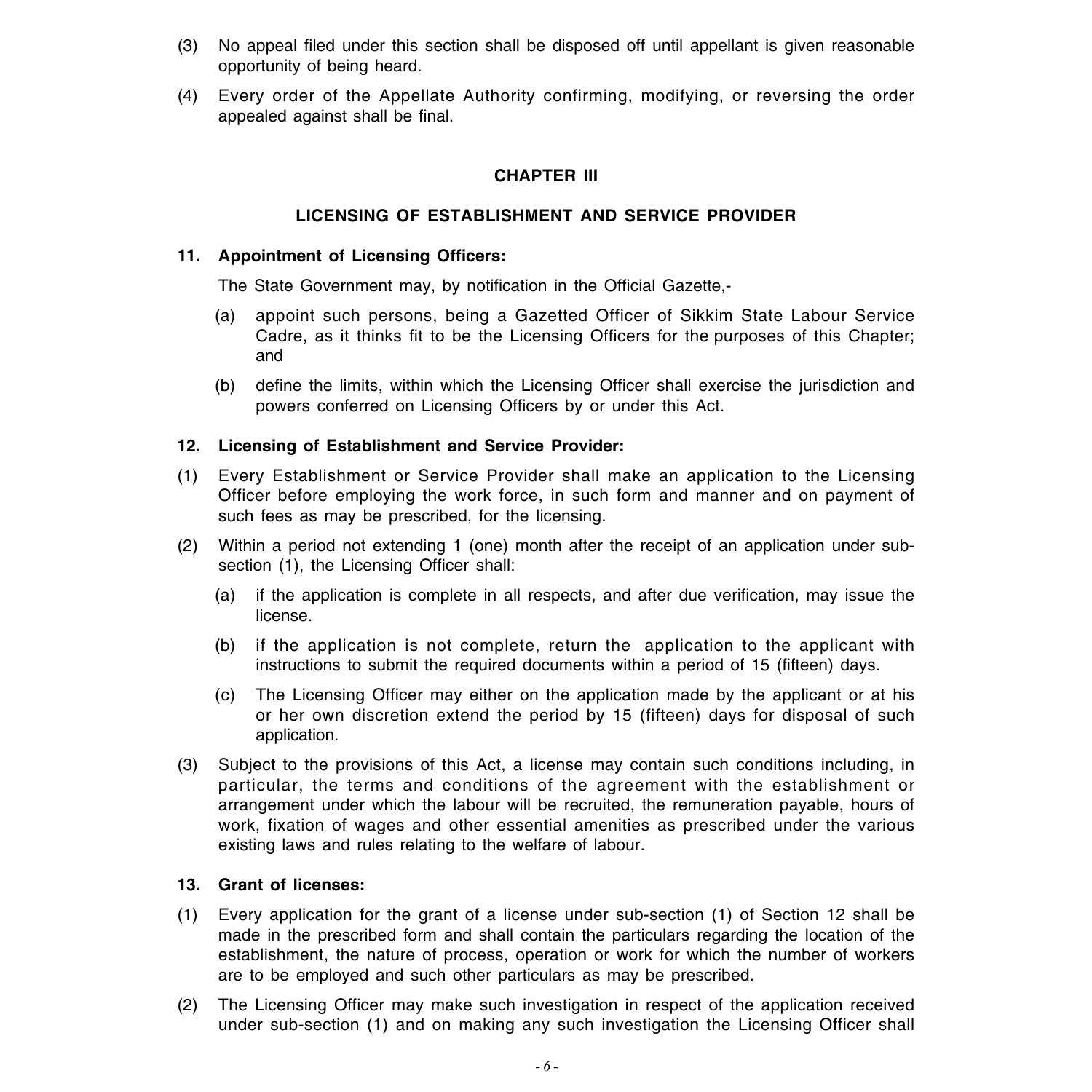(3) No appeal filed under this section shall be disposed off until appellant is given reasonable opportunity of being heard.

(4) Every order of the Appellate Authority confirming, modifying, or reversing the order appealed against shall be final.

## CHAPTER III

## LICENSING OF ESTABLISHMENT AND SERVICE PROVIDER

### 11. Appointment of Licensing Officers:

The State Government may, by notification in the Official Gazette,-

(a) appoint such persons, being a Gazetted Officer of Sikkim State Labour Service Cadre, as it thinks fit to be the Licensing Officers for the purposes of this Chapter; and

(b) define the limits, within which the Licensing Officer shall exercise the jurisdiction and powers conferred on Licensing Officers by or under this Act.

### 12. Licensing of Establishment and Service Provider:

(1) Every Establishment or Service Provider shall make an application to the Licensing Officer before employing the work force, in such form and manner and on payment of such fees as may be prescribed, for the licensing.

(2) Within a period not extending 1 (one) month after the receipt of an application under sub-section (1), the Licensing Officer shall:

(a) if the application is complete in all respects, and after due verification, may issue the license.

(b) if the application is not complete, return the application to the applicant with instructions to submit the required documents within a period of 15 (fifteen) days.

(c) The Licensing Officer may either on the application made by the applicant or at his or her own discretion extend the period by 15 (fifteen) days for disposal of such application.

(3) Subject to the provisions of this Act, a license may contain such conditions including, in particular, the terms and conditions of the agreement with the establishment or arrangement under which the labour will be recruited, the remuneration payable, hours of work, fixation of wages and other essential amenities as prescribed under the various existing laws and rules relating to the welfare of labour.

### 13. Grant of licenses:

(1) Every application for the grant of a license under sub-section (1) of Section 12 shall be made in the prescribed form and shall contain the particulars regarding the location of the establishment, the nature of process, operation or work for which the number of workers are to be employed and such other particulars as may be prescribed.

(2) The Licensing Officer may make such investigation in respect of the application received under sub-section (1) and on making any such investigation the Licensing Officer shall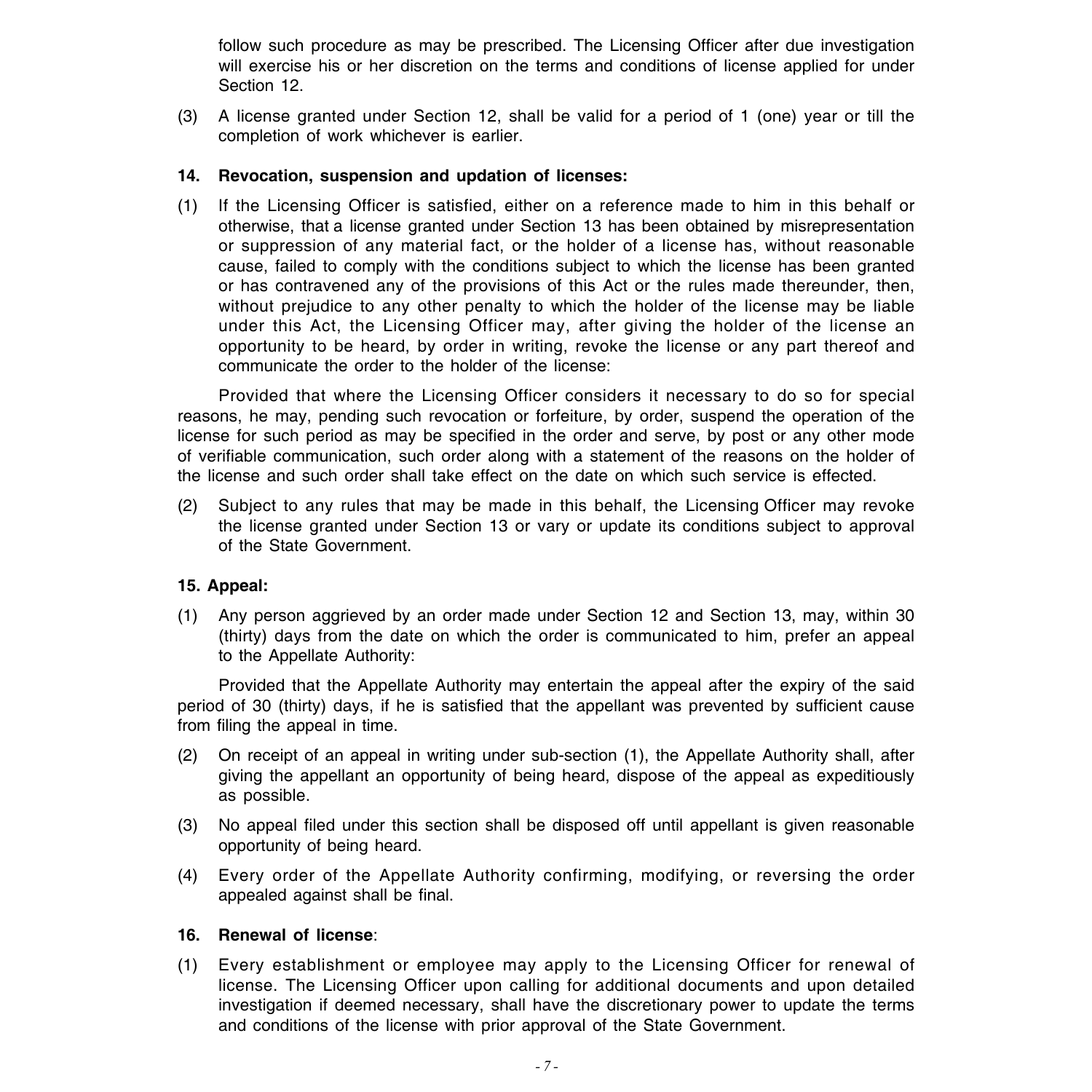follow such procedure as may be prescribed. The Licensing Officer after due investigation will exercise his or her discretion on the terms and conditions of license applied for under Section 12.

(3) A license granted under Section 12, shall be valid for a period of 1 (one) year or till the completion of work whichever is earlier.

**14. Revocation, suspension and updation of licenses:**

(1) If the Licensing Officer is satisfied, either on a reference made to him in this behalf or otherwise, that a license granted under Section 13 has been obtained by misrepresentation or suppression of any material fact, or the holder of a license has, without reasonable cause, failed to comply with the conditions subject to which the license has been granted or has contravened any of the provisions of this Act or the rules made thereunder, then, without prejudice to any other penalty to which the holder of the license may be liable under this Act, the Licensing Officer may, after giving the holder of the license an opportunity to be heard, by order in writing, revoke the license or any part thereof and communicate the order to the holder of the license:

Provided that where the Licensing Officer considers it necessary to do so for special reasons, he may, pending such revocation or forfeiture, by order, suspend the operation of the license for such period as may be specified in the order and serve, by post or any other mode of verifiable communication, such order along with a statement of the reasons on the holder of the license and such order shall take effect on the date on which such service is effected.

(2) Subject to any rules that may be made in this behalf, the Licensing Officer may revoke the license granted under Section 13 or vary or update its conditions subject to approval of the State Government.

**15. Appeal:**

(1) Any person aggrieved by an order made under Section 12 and Section 13, may, within 30 (thirty) days from the date on which the order is communicated to him, prefer an appeal to the Appellate Authority:

Provided that the Appellate Authority may entertain the appeal after the expiry of the said period of 30 (thirty) days, if he is satisfied that the appellant was prevented by sufficient cause from filing the appeal in time.

(2) On receipt of an appeal in writing under sub-section (1), the Appellate Authority shall, after giving the appellant an opportunity of being heard, dispose of the appeal as expeditiously as possible.

(3) No appeal filed under this section shall be disposed off until appellant is given reasonable opportunity of being heard.

(4) Every order of the Appellate Authority confirming, modifying, or reversing the order appealed against shall be final.

**16. Renewal of license**:

(1) Every establishment or employee may apply to the Licensing Officer for renewal of license. The Licensing Officer upon calling for additional documents and upon detailed investigation if deemed necessary, shall have the discretionary power to update the terms and conditions of the license with prior approval of the State Government.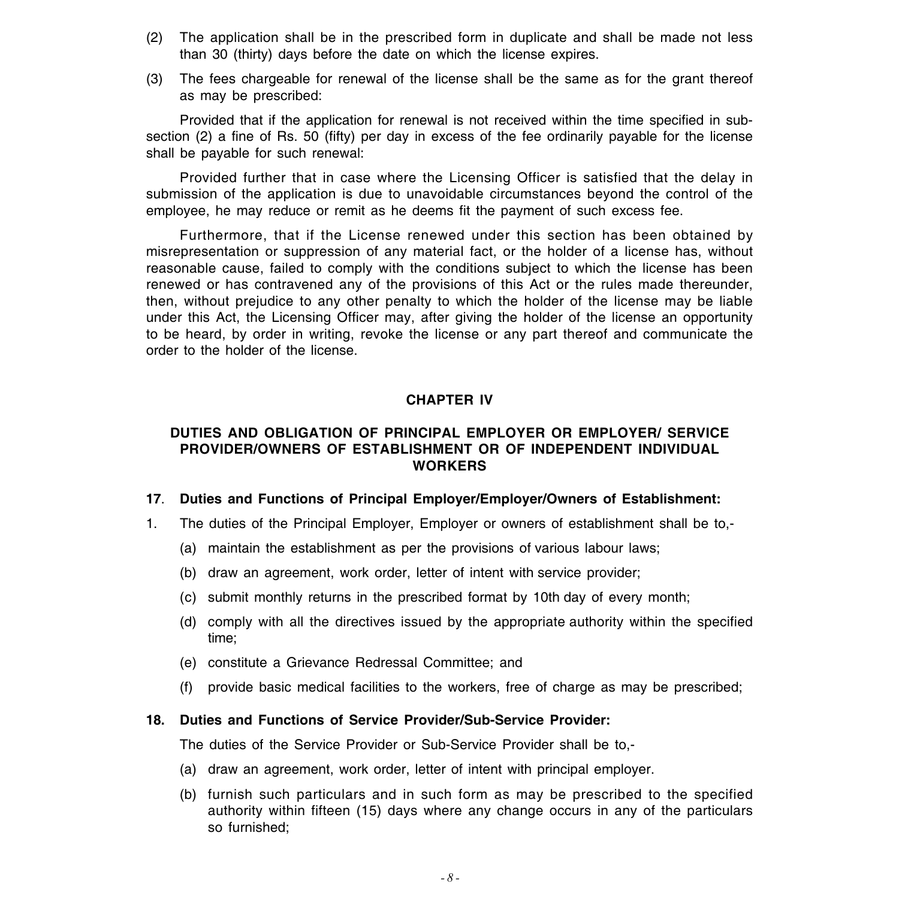(2) The application shall be in the prescribed form in duplicate and shall be made not less than 30 (thirty) days before the date on which the license expires.

(3) The fees chargeable for renewal of the license shall be the same as for the grant thereof as may be prescribed:

Provided that if the application for renewal is not received within the time specified in sub-section (2) a fine of Rs. 50 (fifty) per day in excess of the fee ordinarily payable for the license shall be payable for such renewal:

Provided further that in case where the Licensing Officer is satisfied that the delay in submission of the application is due to unavoidable circumstances beyond the control of the employee, he may reduce or remit as he deems fit the payment of such excess fee.

Furthermore, that if the License renewed under this section has been obtained by misrepresentation or suppression of any material fact, or the holder of a license has, without reasonable cause, failed to comply with the conditions subject to which the license has been renewed or has contravened any of the provisions of this Act or the rules made thereunder, then, without prejudice to any other penalty to which the holder of the license may be liable under this Act, the Licensing Officer may, after giving the holder of the license an opportunity to be heard, by order in writing, revoke the license or any part thereof and communicate the order to the holder of the license.

## CHAPTER IV

## DUTIES AND OBLIGATION OF PRINCIPAL EMPLOYER OR EMPLOYER/ SERVICE PROVIDER/OWNERS OF ESTABLISHMENT OR OF INDEPENDENT INDIVIDUAL WORKERS

**17. Duties and Functions of Principal Employer/Employer/Owners of Establishment:**

1. The duties of the Principal Employer, Employer or owners of establishment shall be to,-

   (a) maintain the establishment as per the provisions of various labour laws;

   (b) draw an agreement, work order, letter of intent with service provider;

   (c) submit monthly returns in the prescribed format by 10th day of every month;

   (d) comply with all the directives issued by the appropriate authority within the specified time;

   (e) constitute a Grievance Redressal Committee; and

   (f) provide basic medical facilities to the workers, free of charge as may be prescribed;

**18. Duties and Functions of Service Provider/Sub-Service Provider:**

The duties of the Service Provider or Sub-Service Provider shall be to,-

(a) draw an agreement, work order, letter of intent with principal employer.

(b) furnish such particulars and in such form as may be prescribed to the specified authority within fifteen (15) days where any change occurs in any of the particulars so furnished;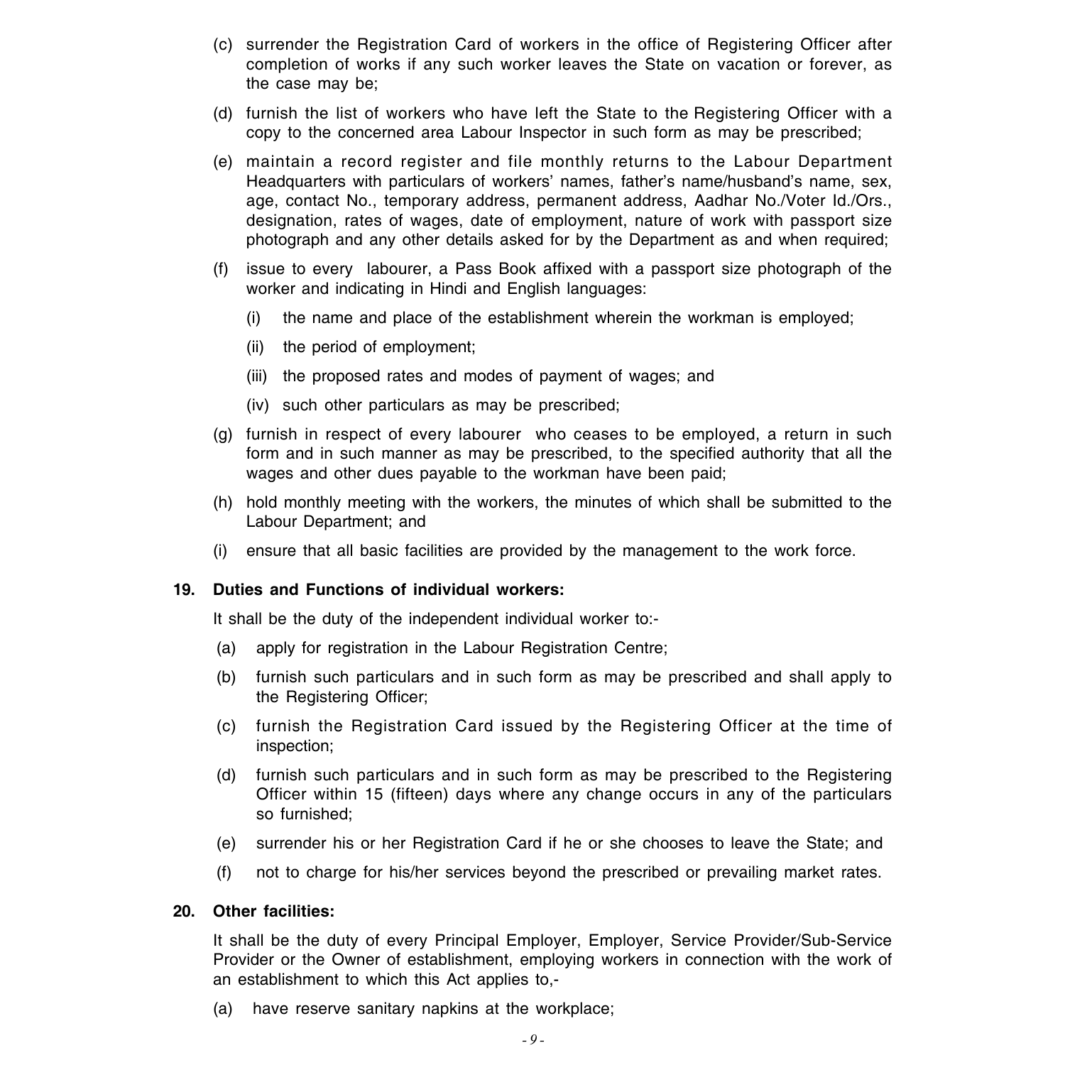(c) surrender the Registration Card of workers in the office of Registering Officer after completion of works if any such worker leaves the State on vacation or forever, as the case may be;

(d) furnish the list of workers who have left the State to the Registering Officer with a copy to the concerned area Labour Inspector in such form as may be prescribed;

(e) maintain a record register and file monthly returns to the Labour Department Headquarters with particulars of workers' names, father's name/husband's name, sex, age, contact No., temporary address, permanent address, Aadhar No./Voter Id./Ors., designation, rates of wages, date of employment, nature of work with passport size photograph and any other details asked for by the Department as and when required;

(f) issue to every labourer, a Pass Book affixed with a passport size photograph of the worker and indicating in Hindi and English languages:

   (i) the name and place of the establishment wherein the workman is employed;

   (ii) the period of employment;

   (iii) the proposed rates and modes of payment of wages; and

   (iv) such other particulars as may be prescribed;

(g) furnish in respect of every labourer who ceases to be employed, a return in such form and in such manner as may be prescribed, to the specified authority that all the wages and other dues payable to the workman have been paid;

(h) hold monthly meeting with the workers, the minutes of which shall be submitted to the Labour Department; and

(i) ensure that all basic facilities are provided by the management to the work force.

**19. Duties and Functions of individual workers:**

It shall be the duty of the independent individual worker to:-

(a) apply for registration in the Labour Registration Centre;

(b) furnish such particulars and in such form as may be prescribed and shall apply to the Registering Officer;

(c) furnish the Registration Card issued by the Registering Officer at the time of inspection;

(d) furnish such particulars and in such form as may be prescribed to the Registering Officer within 15 (fifteen) days where any change occurs in any of the particulars so furnished;

(e) surrender his or her Registration Card if he or she chooses to leave the State; and

(f) not to charge for his/her services beyond the prescribed or prevailing market rates.

**20. Other facilities:**

It shall be the duty of every Principal Employer, Employer, Service Provider/Sub-Service Provider or the Owner of establishment, employing workers in connection with the work of an establishment to which this Act applies to,-

(a) have reserve sanitary napkins at the workplace;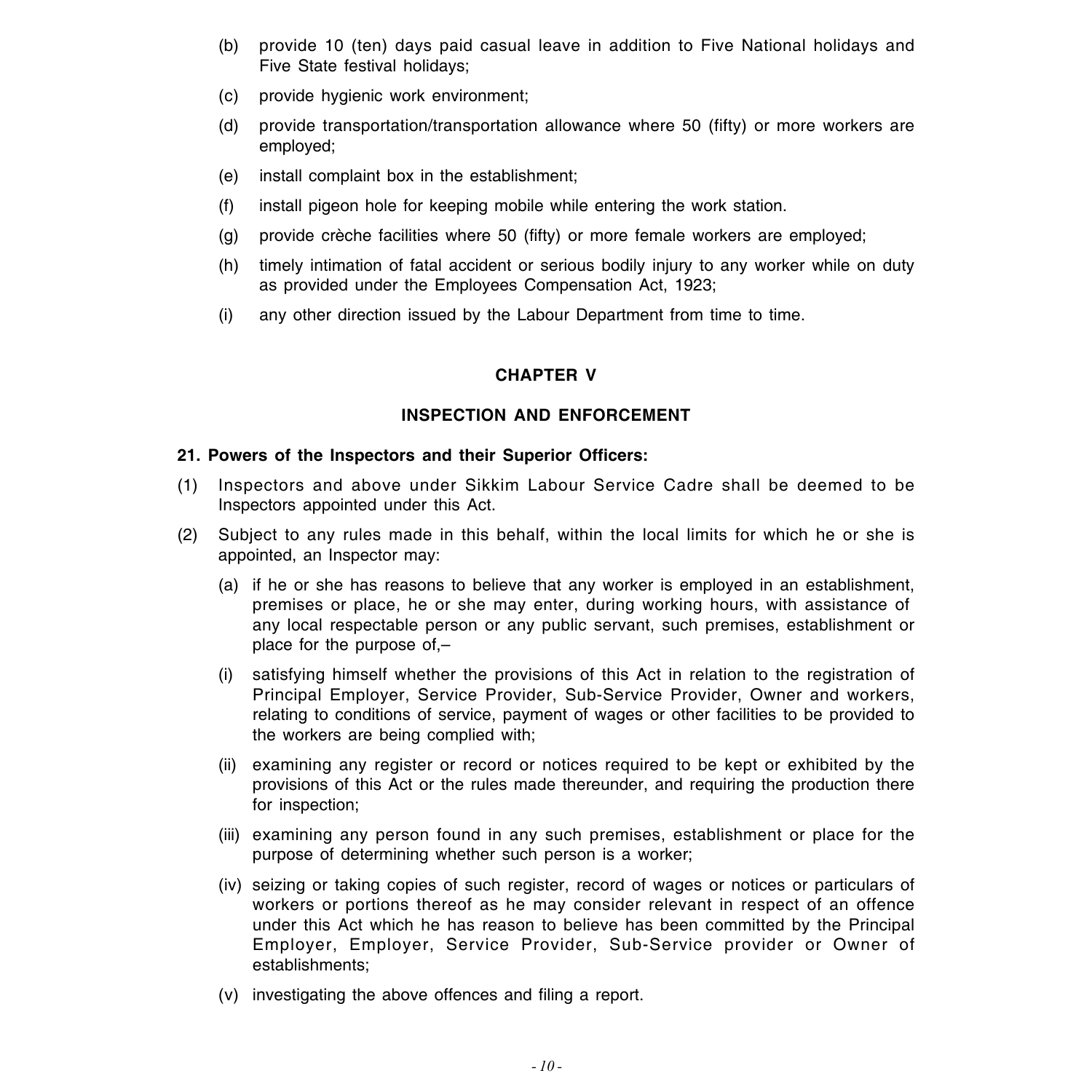(b) provide 10 (ten) days paid casual leave in addition to Five National holidays and Five State festival holidays;

(c) provide hygienic work environment;

(d) provide transportation/transportation allowance where 50 (fifty) or more workers are employed;

(e) install complaint box in the establishment;

(f) install pigeon hole for keeping mobile while entering the work station.

(g) provide crèche facilities where 50 (fifty) or more female workers are employed;

(h) timely intimation of fatal accident or serious bodily injury to any worker while on duty as provided under the Employees Compensation Act, 1923;

(i) any other direction issued by the Labour Department from time to time.

## CHAPTER V

## INSPECTION AND ENFORCEMENT

**21. Powers of the Inspectors and their Superior Officers:**

(1) Inspectors and above under Sikkim Labour Service Cadre shall be deemed to be Inspectors appointed under this Act.

(2) Subject to any rules made in this behalf, within the local limits for which he or she is appointed, an Inspector may:

(a) if he or she has reasons to believe that any worker is employed in an establishment, premises or place, he or she may enter, during working hours, with assistance of any local respectable person or any public servant, such premises, establishment or place for the purpose of,–

(i) satisfying himself whether the provisions of this Act in relation to the registration of Principal Employer, Service Provider, Sub-Service Provider, Owner and workers, relating to conditions of service, payment of wages or other facilities to be provided to the workers are being complied with;

(ii) examining any register or record or notices required to be kept or exhibited by the provisions of this Act or the rules made thereunder, and requiring the production there for inspection;

(iii) examining any person found in any such premises, establishment or place for the purpose of determining whether such person is a worker;

(iv) seizing or taking copies of such register, record of wages or notices or particulars of workers or portions thereof as he may consider relevant in respect of an offence under this Act which he has reason to believe has been committed by the Principal Employer, Employer, Service Provider, Sub-Service provider or Owner of establishments;

(v) investigating the above offences and filing a report.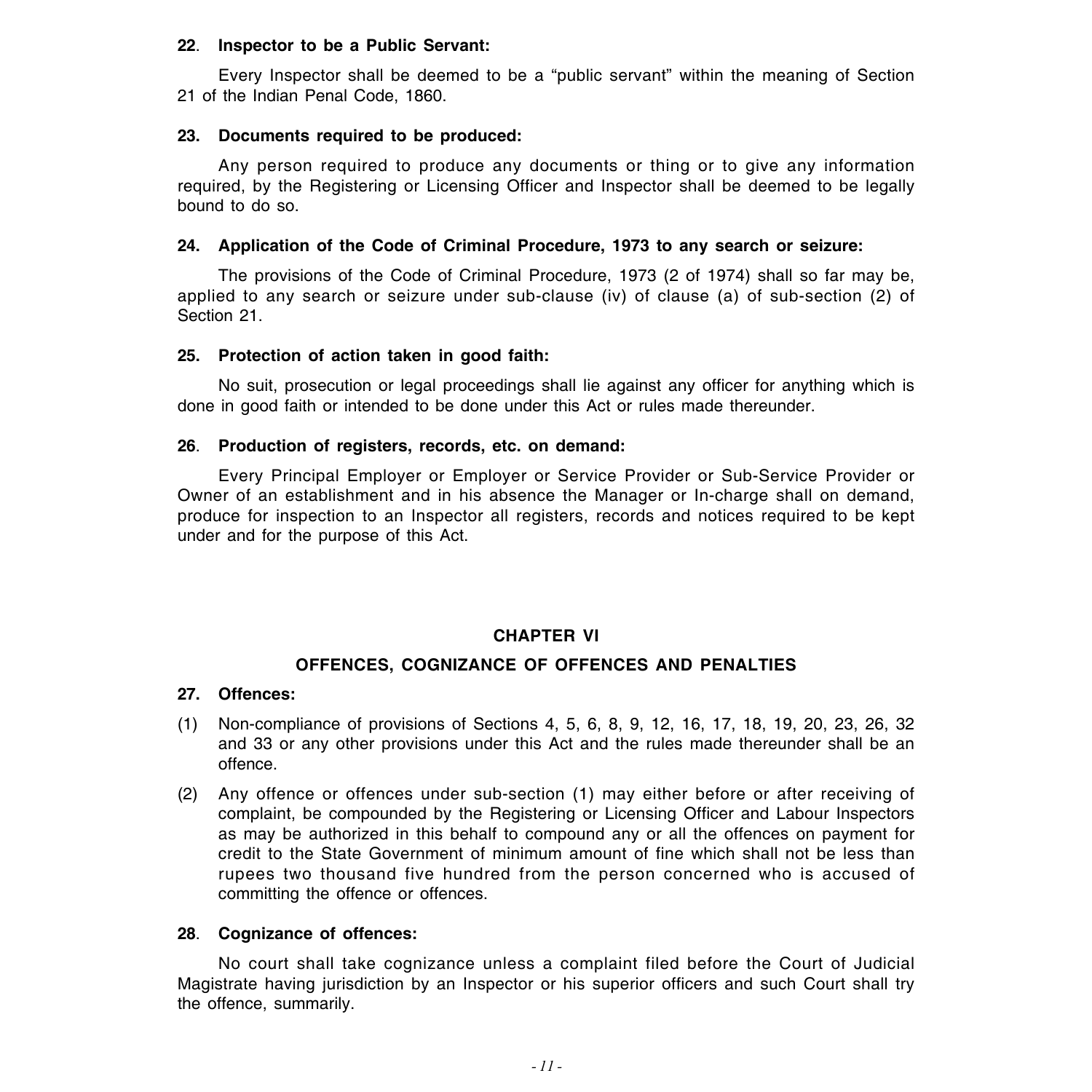**22**. **Inspector to be a Public Servant:**

Every Inspector shall be deemed to be a “public servant” within the meaning of Section 21 of the Indian Penal Code, 1860.

**23. Documents required to be produced:**

Any person required to produce any documents or thing or to give any information required, by the Registering or Licensing Officer and Inspector shall be deemed to be legally bound to do so.

**24. Application of the Code of Criminal Procedure, 1973 to any search or seizure:**

The provisions of the Code of Criminal Procedure, 1973 (2 of 1974) shall so far may be, applied to any search or seizure under sub-clause (iv) of clause (a) of sub-section (2) of Section 21.

**25. Protection of action taken in good faith:**

No suit, prosecution or legal proceedings shall lie against any officer for anything which is done in good faith or intended to be done under this Act or rules made thereunder.

**26**. **Production of registers, records, etc. on demand:**

Every Principal Employer or Employer or Service Provider or Sub-Service Provider or Owner of an establishment and in his absence the Manager or In-charge shall on demand, produce for inspection to an Inspector all registers, records and notices required to be kept under and for the purpose of this Act.

## CHAPTER VI

## OFFENCES, COGNIZANCE OF OFFENCES AND PENALTIES

**27. Offences:**

(1) Non-compliance of provisions of Sections 4, 5, 6, 8, 9, 12, 16, 17, 18, 19, 20, 23, 26, 32 and 33 or any other provisions under this Act and the rules made thereunder shall be an offence.

(2) Any offence or offences under sub-section (1) may either before or after receiving of complaint, be compounded by the Registering or Licensing Officer and Labour Inspectors as may be authorized in this behalf to compound any or all the offences on payment for credit to the State Government of minimum amount of fine which shall not be less than rupees two thousand five hundred from the person concerned who is accused of committing the offence or offences.

**28**. **Cognizance of offences:**

No court shall take cognizance unless a complaint filed before the Court of Judicial Magistrate having jurisdiction by an Inspector or his superior officers and such Court shall try the offence, summarily.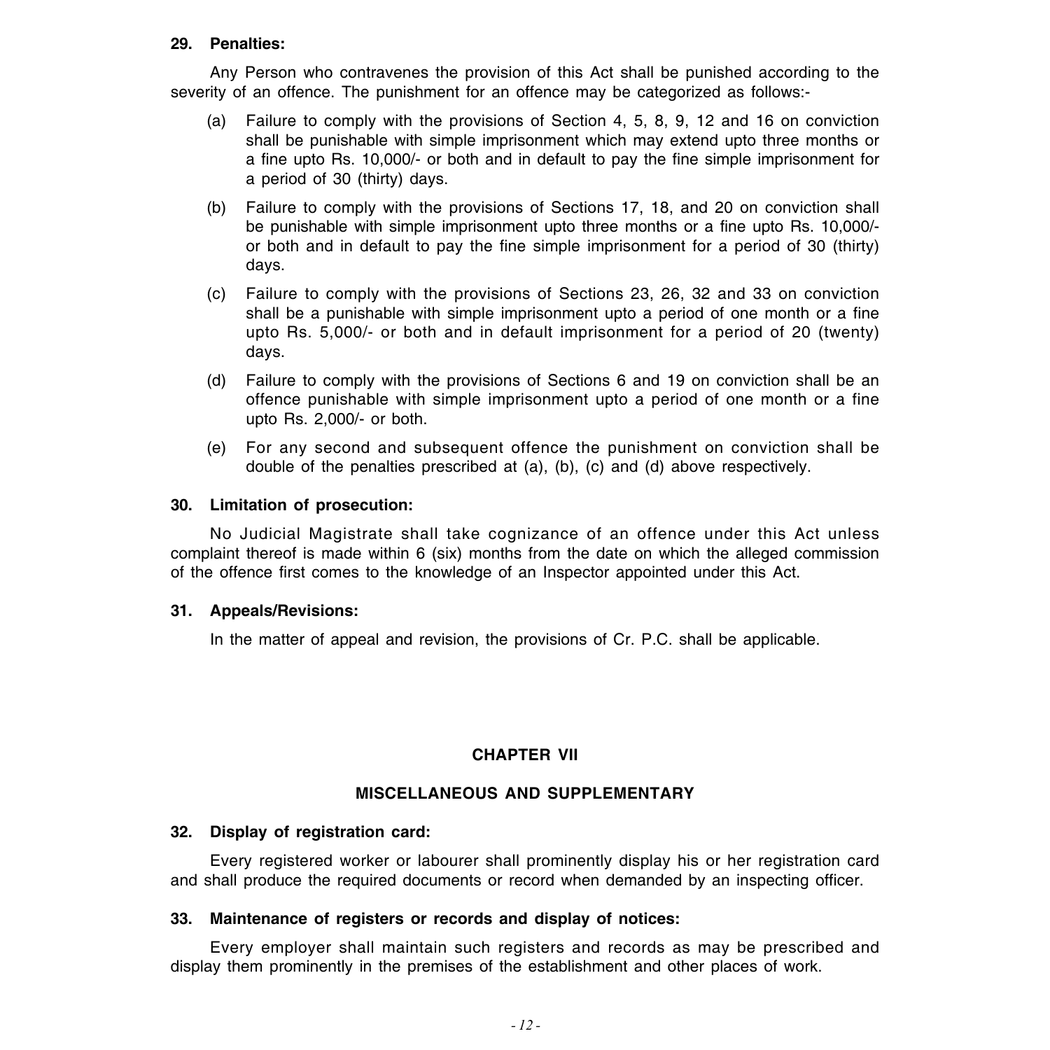**29. Penalties:**

Any Person who contravenes the provision of this Act shall be punished according to the severity of an offence. The punishment for an offence may be categorized as follows:-

(a) Failure to comply with the provisions of Section 4, 5, 8, 9, 12 and 16 on conviction shall be punishable with simple imprisonment which may extend upto three months or a fine upto Rs. 10,000/- or both and in default to pay the fine simple imprisonment for a period of 30 (thirty) days.

(b) Failure to comply with the provisions of Sections 17, 18, and 20 on conviction shall be punishable with simple imprisonment upto three months or a fine upto Rs. 10,000/- or both and in default to pay the fine simple imprisonment for a period of 30 (thirty) days.

(c) Failure to comply with the provisions of Sections 23, 26, 32 and 33 on conviction shall be a punishable with simple imprisonment upto a period of one month or a fine upto Rs. 5,000/- or both and in default imprisonment for a period of 20 (twenty) days.

(d) Failure to comply with the provisions of Sections 6 and 19 on conviction shall be an offence punishable with simple imprisonment upto a period of one month or a fine upto Rs. 2,000/- or both.

(e) For any second and subsequent offence the punishment on conviction shall be double of the penalties prescribed at (a), (b), (c) and (d) above respectively.

**30. Limitation of prosecution:**

No Judicial Magistrate shall take cognizance of an offence under this Act unless complaint thereof is made within 6 (six) months from the date on which the alleged commission of the offence first comes to the knowledge of an Inspector appointed under this Act.

**31. Appeals/Revisions:**

In the matter of appeal and revision, the provisions of Cr. P.C. shall be applicable.

## CHAPTER VII

## MISCELLANEOUS AND SUPPLEMENTARY

**32. Display of registration card:**

Every registered worker or labourer shall prominently display his or her registration card and shall produce the required documents or record when demanded by an inspecting officer.

**33. Maintenance of registers or records and display of notices:**

Every employer shall maintain such registers and records as may be prescribed and display them prominently in the premises of the establishment and other places of work.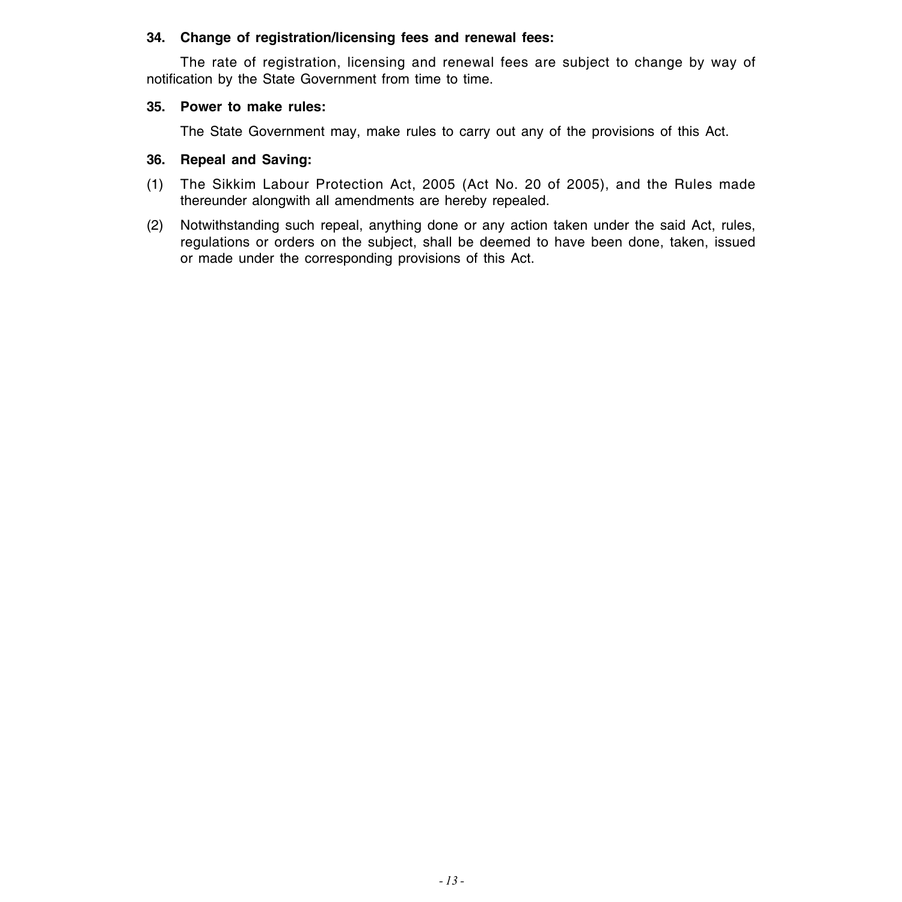**34. Change of registration/licensing fees and renewal fees:**

The rate of registration, licensing and renewal fees are subject to change by way of notification by the State Government from time to time.

**35. Power to make rules:**

The State Government may, make rules to carry out any of the provisions of this Act.

**36. Repeal and Saving:**

(1) The Sikkim Labour Protection Act, 2005 (Act No. 20 of 2005), and the Rules made thereunder alongwith all amendments are hereby repealed.

(2) Notwithstanding such repeal, anything done or any action taken under the said Act, rules, regulations or orders on the subject, shall be deemed to have been done, taken, issued or made under the corresponding provisions of this Act.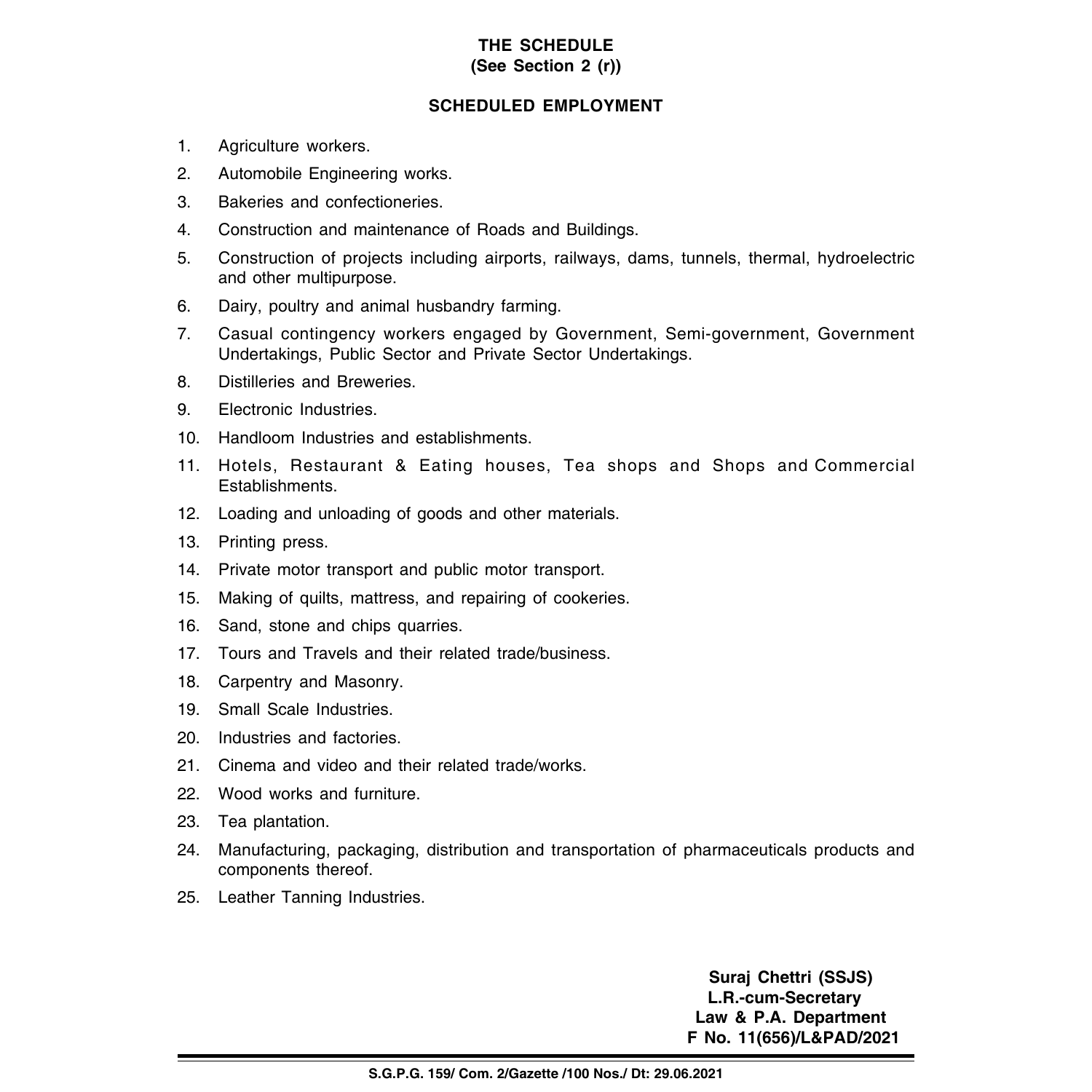**THE SCHEDULE**
**(See Section 2 (r))**

**SCHEDULED EMPLOYMENT**

1. Agriculture workers.
2. Automobile Engineering works.
3. Bakeries and confectioneries.
4. Construction and maintenance of Roads and Buildings.
5. Construction of projects including airports, railways, dams, tunnels, thermal, hydroelectric and other multipurpose.
6. Dairy, poultry and animal husbandry farming.
7. Casual contingency workers engaged by Government, Semi-government, Government Undertakings, Public Sector and Private Sector Undertakings.
8. Distilleries and Breweries.
9. Electronic Industries.
10. Handloom Industries and establishments.
11. Hotels, Restaurant & Eating houses, Tea shops and Shops and Commercial Establishments.
12. Loading and unloading of goods and other materials.
13. Printing press.
14. Private motor transport and public motor transport.
15. Making of quilts, mattress, and repairing of cookeries.
16. Sand, stone and chips quarries.
17. Tours and Travels and their related trade/business.
18. Carpentry and Masonry.
19. Small Scale Industries.
20. Industries and factories.
21. Cinema and video and their related trade/works.
22. Wood works and furniture.
23. Tea plantation.
24. Manufacturing, packaging, distribution and transportation of pharmaceuticals products and components thereof.
25. Leather Tanning Industries.

**Suraj Chettri (SSJS)**
**L.R.-cum-Secretary**
**Law & P.A. Department**
**F No. 11(656)/L&PAD/2021**

**S.G.P.G. 159/ Com. 2/Gazette /100 Nos./ Dt: 29.06.2021**